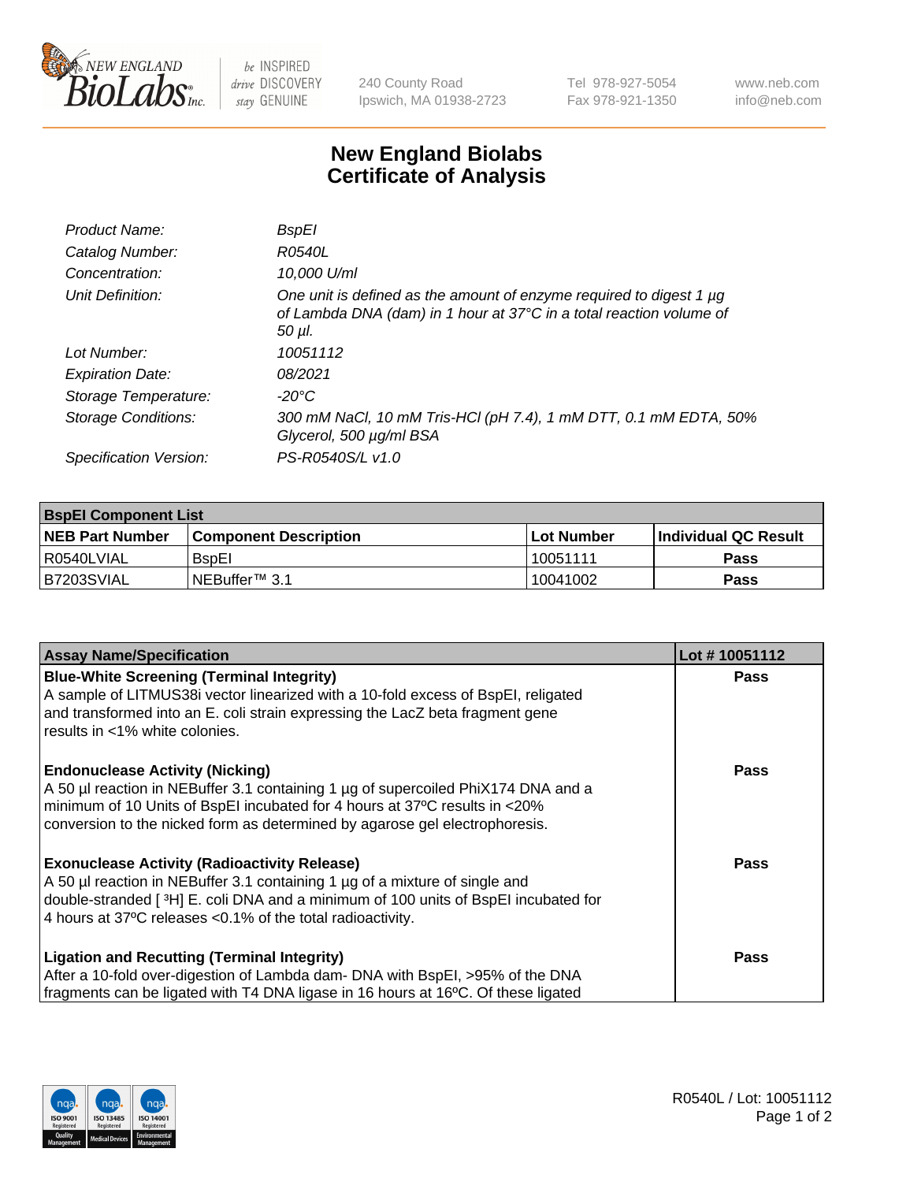240 County Road
Ipswich, MA 01938-2723

Tel 978-927-5054
Fax 978-921-1350

www.neb.com
info@neb.com

# New England Biolabs
# Certificate of Analysis

| | |
|---|---|
| *Product Name:* | *BspEI* |
| *Catalog Number:* | *R0540L* |
| *Concentration:* | *10,000 U/ml* |
| *Unit Definition:* | *One unit is defined as the amount of enzyme required to digest 1 µg of Lambda DNA (dam) in 1 hour at 37°C in a total reaction volume of 50 µl.* |
| *Lot Number:* | *10051112* |
| *Expiration Date:* | *08/2021* |
| *Storage Temperature:* | *-20°C* |
| *Storage Conditions:* | *300 mM NaCl, 10 mM Tris-HCl (pH 7.4), 1 mM DTT, 0.1 mM EDTA, 50% Glycerol, 500 µg/ml BSA* |
| *Specification Version:* | *PS-R0540S/L v1.0* |

| **BspEI Component List** | | | |
|---|---|---|---|
| **NEB Part Number** | **Component Description** | **Lot Number** | **Individual QC Result** |
| R0540LVIAL | BspEI | 10051111 | **Pass** |
| B7203SVIAL | NEBuffer™ 3.1 | 10041002 | **Pass** |

| **Assay Name/Specification** | **Lot # 10051112** |
|---|---|
| **Blue-White Screening (Terminal Integrity)**<br>A sample of LITMUS38i vector linearized with a 10-fold excess of BspEI, religated and transformed into an E. coli strain expressing the LacZ beta fragment gene results in <1% white colonies. | **Pass** |
| **Endonuclease Activity (Nicking)**<br>A 50 µl reaction in NEBuffer 3.1 containing 1 µg of supercoiled PhiX174 DNA and a minimum of 10 Units of BspEI incubated for 4 hours at 37ºC results in <20% conversion to the nicked form as determined by agarose gel electrophoresis. | **Pass** |
| **Exonuclease Activity (Radioactivity Release)**<br>A 50 µl reaction in NEBuffer 3.1 containing 1 µg of a mixture of single and double-stranded [ $^3$H] E. coli DNA and a minimum of 100 units of BspEI incubated for 4 hours at 37ºC releases <0.1% of the total radioactivity. | **Pass** |
| **Ligation and Recutting (Terminal Integrity)**<br>After a 10-fold over-digestion of Lambda dam- DNA with BspEI, >95% of the DNA fragments can be ligated with T4 DNA ligase in 16 hours at 16ºC. Of these ligated | **Pass** |

R0540L / Lot: 10051112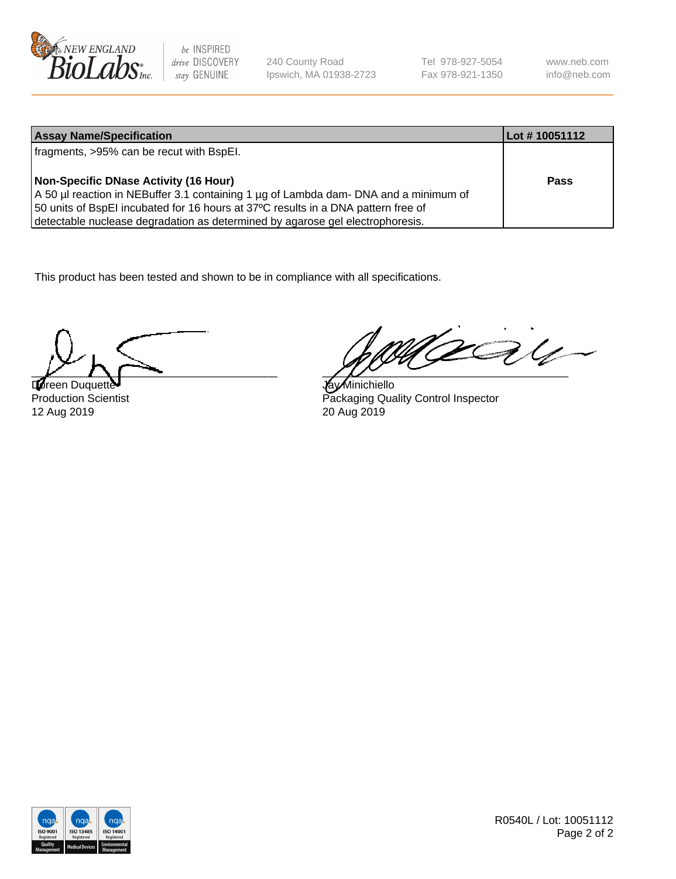| Assay Name/Specification | Lot # 10051112 |
|---|---|
| fragments, >95% can be recut with BspEI. | |
| **Non-Specific DNase Activity (16 Hour)**<br>A 50 µl reaction in NEBuffer 3.1 containing 1 µg of Lambda dam- DNA and a minimum of 50 units of BspEI incubated for 16 hours at 37ºC results in a DNA pattern free of detectable nuclease degradation as determined by agarose gel electrophoresis. | **Pass** |

This product has been tested and shown to be in compliance with all specifications.

Doreen Duquette
Production Scientist
12 Aug 2019

Jay Minichiello
Packaging Quality Control Inspector
20 Aug 2019

R0540L / Lot: 10051112